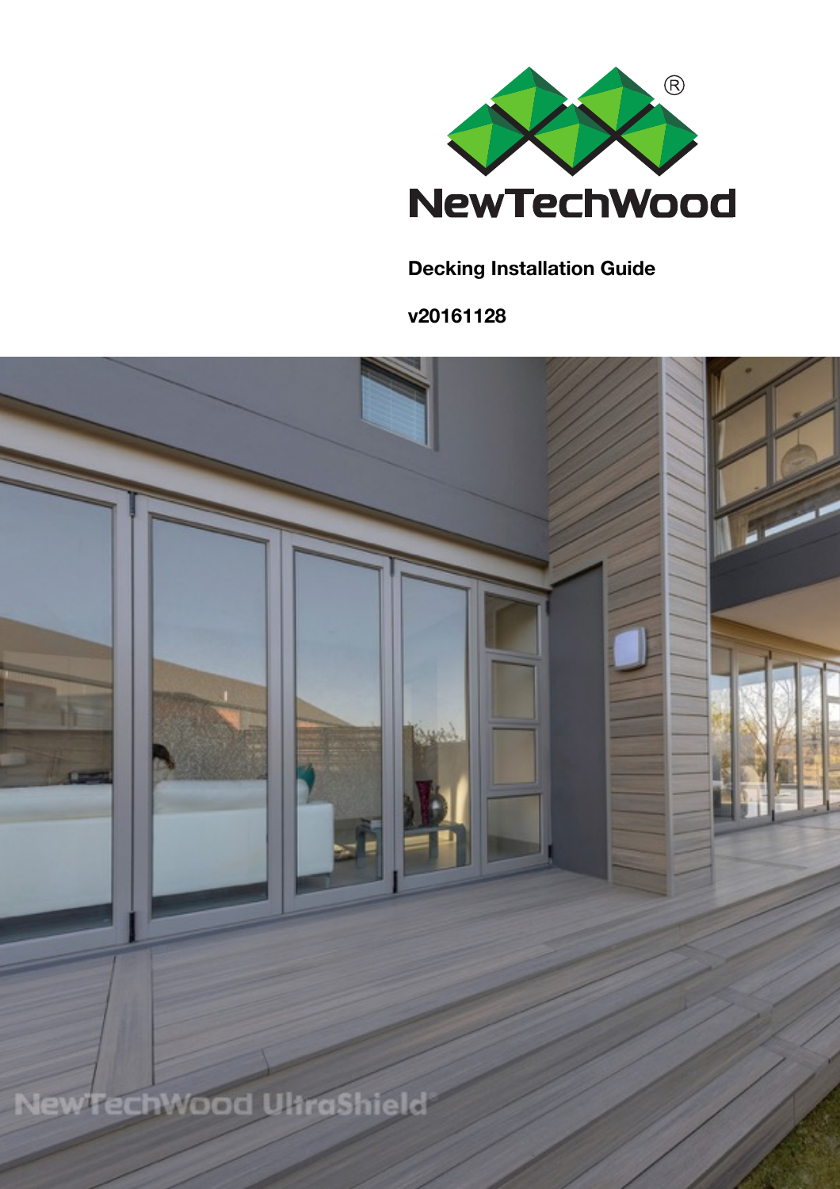NewTechWood

**Decking Installation Guide**

**v20161128**

NewTechWood UltraShield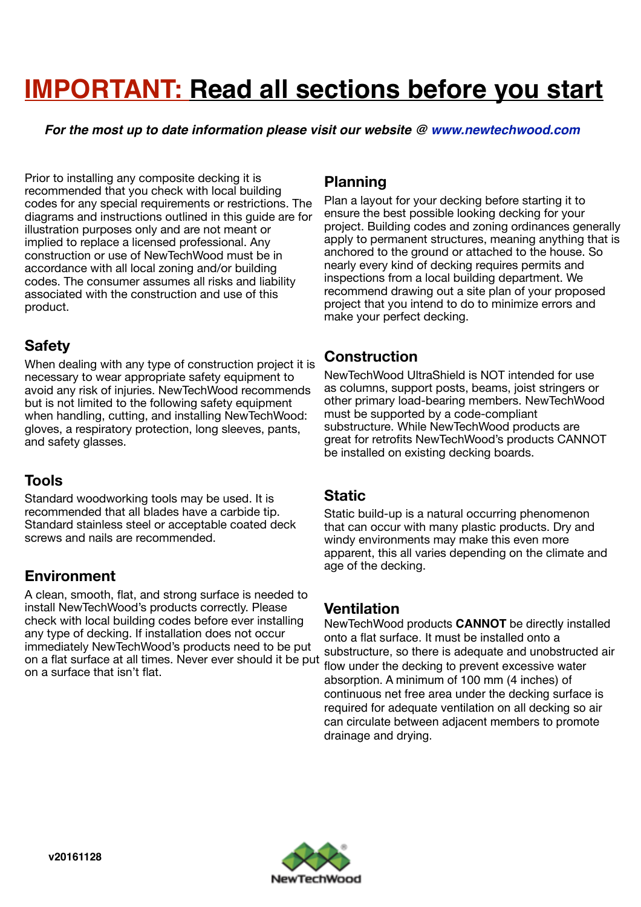# IMPORTANT: Read all sections before you start

***For the most up to date information please visit our website @ www.newtechwood.com***

Prior to installing any composite decking it is recommended that you check with local building codes for any special requirements or restrictions. The diagrams and instructions outlined in this guide are for illustration purposes only and are not meant or implied to replace a licensed professional. Any construction or use of NewTechWood must be in accordance with all local zoning and/or building codes. The consumer assumes all risks and liability associated with the construction and use of this product.

## Safety

When dealing with any type of construction project it is necessary to wear appropriate safety equipment to avoid any risk of injuries. NewTechWood recommends but is not limited to the following safety equipment when handling, cutting, and installing NewTechWood: gloves, a respiratory protection, long sleeves, pants, and safety glasses.

## Tools

Standard woodworking tools may be used. It is recommended that all blades have a carbide tip. Standard stainless steel or acceptable coated deck screws and nails are recommended.

## Environment

A clean, smooth, flat, and strong surface is needed to install NewTechWood's products correctly. Please check with local building codes before ever installing any type of decking. If installation does not occur immediately NewTechWood's products need to be put on a flat surface at all times. Never ever should it be put on a surface that isn't flat.

## Planning

Plan a layout for your decking before starting it to ensure the best possible looking decking for your project. Building codes and zoning ordinances generally apply to permanent structures, meaning anything that is anchored to the ground or attached to the house. So nearly every kind of decking requires permits and inspections from a local building department. We recommend drawing out a site plan of your proposed project that you intend to do to minimize errors and make your perfect decking.

## Construction

NewTechWood UltraShield is NOT intended for use as columns, support posts, beams, joist stringers or other primary load-bearing members. NewTechWood must be supported by a code-compliant substructure. While NewTechWood products are great for retrofits NewTechWood's products CANNOT be installed on existing decking boards.

## Static

Static build-up is a natural occurring phenomenon that can occur with many plastic products. Dry and windy environments may make this even more apparent, this all varies depending on the climate and age of the decking.

## Ventilation

NewTechWood products **CANNOT** be directly installed onto a flat surface. It must be installed onto a substructure, so there is adequate and unobstructed air flow under the decking to prevent excessive water absorption. A minimum of 100 mm (4 inches) of continuous net free area under the decking surface is required for adequate ventilation on all decking so air can circulate between adjacent members to promote drainage and drying.

v20161128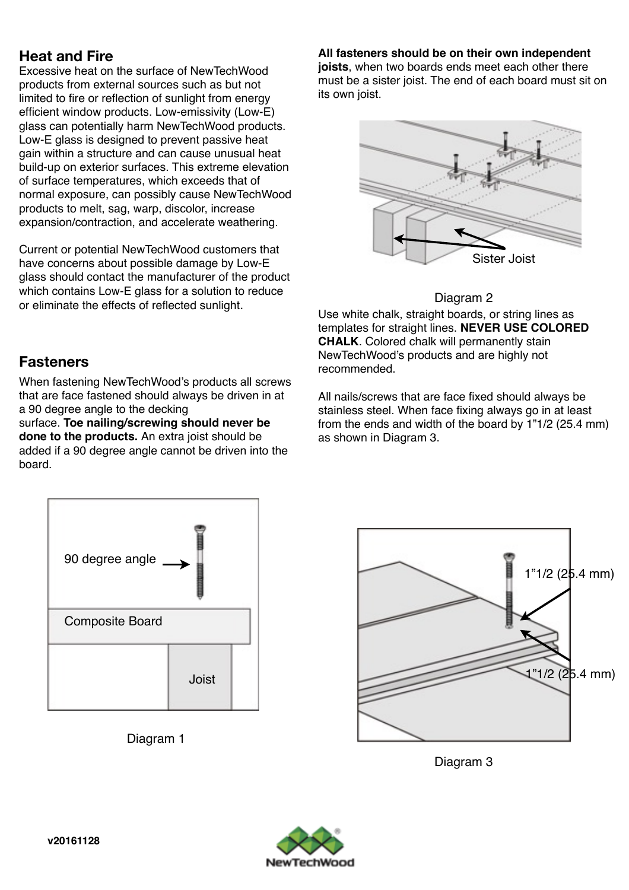## Heat and Fire

Excessive heat on the surface of NewTechWood products from external sources such as but not limited to fire or reflection of sunlight from energy efficient window products. Low-emissivity (Low-E) glass can potentially harm NewTechWood products. Low-E glass is designed to prevent passive heat gain within a structure and can cause unusual heat build-up on exterior surfaces. This extreme elevation of surface temperatures, which exceeds that of normal exposure, can possibly cause NewTechWood products to melt, sag, warp, discolor, increase expansion/contraction, and accelerate weathering.

Current or potential NewTechWood customers that have concerns about possible damage by Low-E glass should contact the manufacturer of the product which contains Low-E glass for a solution to reduce or eliminate the effects of reflected sunlight.

## Fasteners

When fastening NewTechWood's products all screws that are face fastened should always be driven in at a 90 degree angle to the decking surface. **Toe nailing/screwing should never be done to the products.** An extra joist should be added if a 90 degree angle cannot be driven into the board.

90 degree angle

Composite Board

Joist

Diagram 1

**All fasteners should be on their own independent joists**, when two boards ends meet each other there must be a sister joist. The end of each board must sit on its own joist.

Sister Joist

Diagram 2

Use white chalk, straight boards, or string lines as templates for straight lines. **NEVER USE COLORED CHALK**. Colored chalk will permanently stain NewTechWood's products and are highly not recommended.

All nails/screws that are face fixed should always be stainless steel. When face fixing always go in at least from the ends and width of the board by 1"1/2 (25.4 mm) as shown in Diagram 3.

1"1/2 (25.4 mm)

1"1/2 (25.4 mm)

Diagram 3

v20161128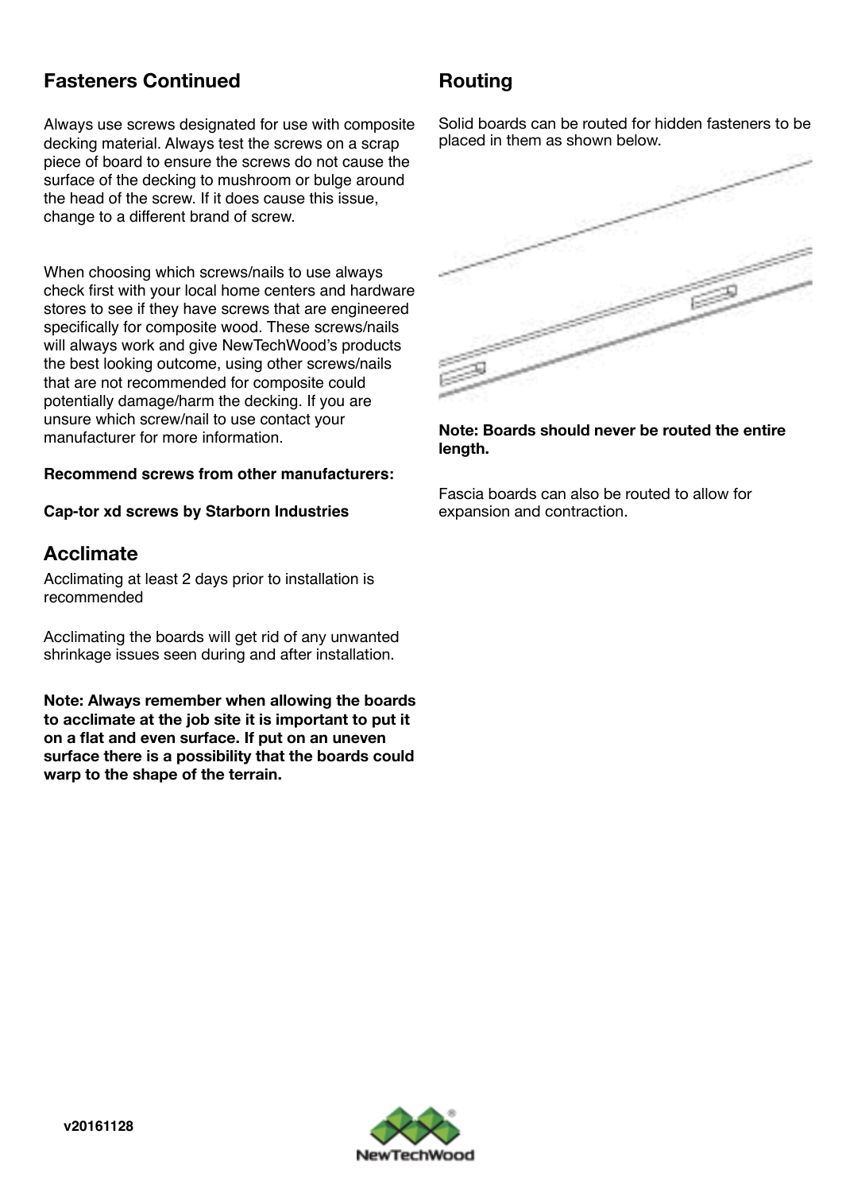## Fasteners Continued

Always use screws designated for use with composite decking material. Always test the screws on a scrap piece of board to ensure the screws do not cause the surface of the decking to mushroom or bulge around the head of the screw. If it does cause this issue, change to a different brand of screw.

When choosing which screws/nails to use always check first with your local home centers and hardware stores to see if they have screws that are engineered specifically for composite wood. These screws/nails will always work and give NewTechWood's products the best looking outcome, using other screws/nails that are not recommended for composite could potentially damage/harm the decking. If you are unsure which screw/nail to use contact your manufacturer for more information.

**Recommend screws from other manufacturers:**

**Cap-tor xd screws by Starborn Industries**

## Acclimate

Acclimating at least 2 days prior to installation is recommended

Acclimating the boards will get rid of any unwanted shrinkage issues seen during and after installation.

**Note: Always remember when allowing the boards to acclimate at the job site it is important to put it on a flat and even surface. If put on an uneven surface there is a possibility that the boards could warp to the shape of the terrain.**

## Routing

Solid boards can be routed for hidden fasteners to be placed in them as shown below.

**Note: Boards should never be routed the entire length.**

Fascia boards can also be routed to allow for expansion and contraction.

v20161128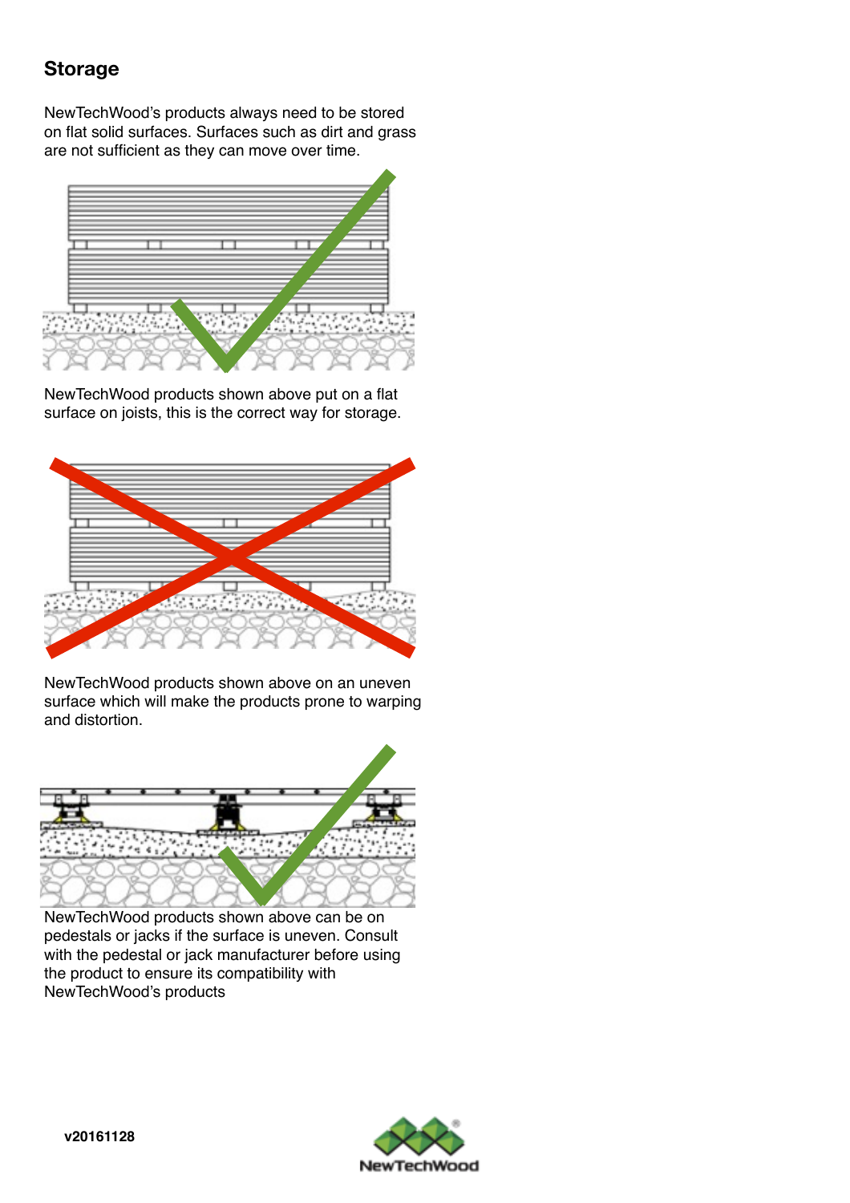## Storage

NewTechWood's products always need to be stored on flat solid surfaces. Surfaces such as dirt and grass are not sufficient as they can move over time.

NewTechWood products shown above put on a flat surface on joists, this is the correct way for storage.

NewTechWood products shown above on an uneven surface which will make the products prone to warping and distortion.

NewTechWood products shown above can be on pedestals or jacks if the surface is uneven. Consult with the pedestal or jack manufacturer before using the product to ensure its compatibility with NewTechWood's products

v20161128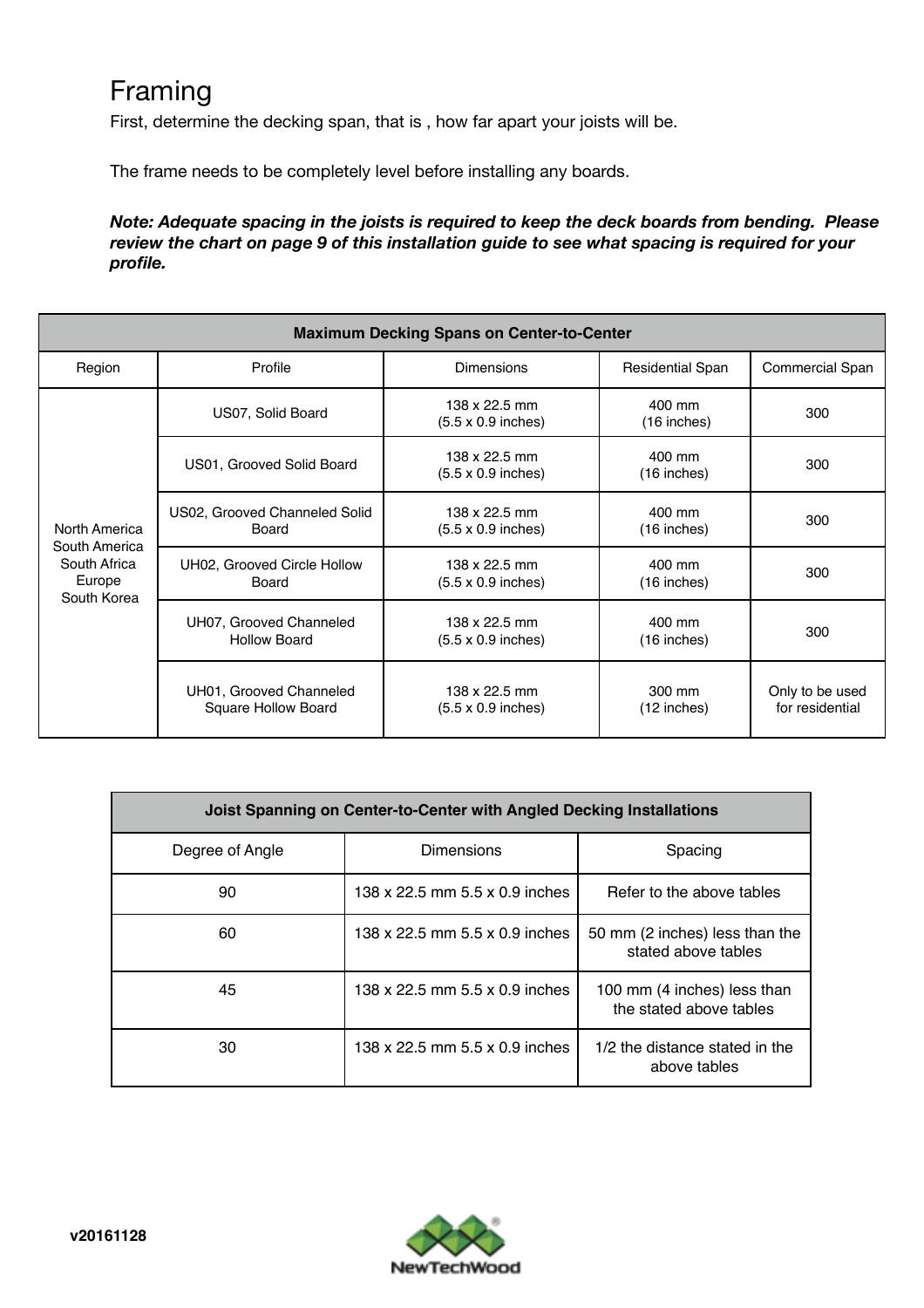# Framing

First, determine the decking span, that is , how far apart your joists will be.

The frame needs to be completely level before installing any boards.

***Note: Adequate spacing in the joists is required to keep the deck boards from bending. Please review the chart on page 9 of this installation guide to see what spacing is required for your profile.***

| Maximum Decking Spans on Center-to-Center | | | | |
|---|---|---|---|---|
| Region | Profile | Dimensions | Residential Span | Commercial Span |
| North America<br>South America<br>South Africa<br>Europe<br>South Korea | US07, Solid Board | 138 x 22.5 mm<br>(5.5 x 0.9 inches) | 400 mm<br>(16 inches) | 300 |
| | US01, Grooved Solid Board | 138 x 22.5 mm<br>(5.5 x 0.9 inches) | 400 mm<br>(16 inches) | 300 |
| | US02, Grooved Channeled Solid Board | 138 x 22.5 mm<br>(5.5 x 0.9 inches) | 400 mm<br>(16 inches) | 300 |
| | UH02, Grooved Circle Hollow Board | 138 x 22.5 mm<br>(5.5 x 0.9 inches) | 400 mm<br>(16 inches) | 300 |
| | UH07, Grooved Channeled Hollow Board | 138 x 22.5 mm<br>(5.5 x 0.9 inches) | 400 mm<br>(16 inches) | 300 |
| | UH01, Grooved Channeled Square Hollow Board | 138 x 22.5 mm<br>(5.5 x 0.9 inches) | 300 mm<br>(12 inches) | Only to be used for residential |

| Joist Spanning on Center-to-Center with Angled Decking Installations | | |
|---|---|---|
| Degree of Angle | Dimensions | Spacing |
| 90 | 138 x 22.5 mm 5.5 x 0.9 inches | Refer to the above tables |
| 60 | 138 x 22.5 mm 5.5 x 0.9 inches | 50 mm (2 inches) less than the stated above tables |
| 45 | 138 x 22.5 mm 5.5 x 0.9 inches | 100 mm (4 inches) less than the stated above tables |
| 30 | 138 x 22.5 mm 5.5 x 0.9 inches | 1/2 the distance stated in the above tables |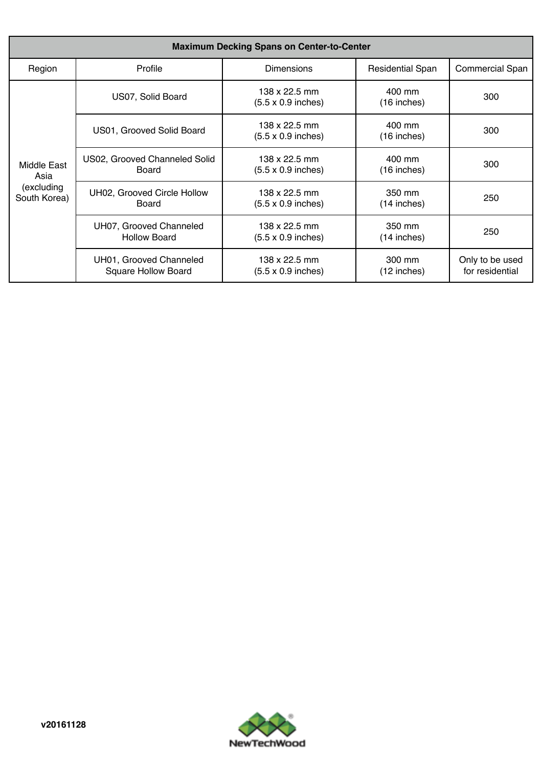| Maximum Decking Spans on Center-to-Center | | | | |
|---|---|---|---|---|
| Region | Profile | Dimensions | Residential Span | Commercial Span |
| Middle East Asia (excluding South Korea) | US07, Solid Board | 138 x 22.5 mm (5.5 x 0.9 inches) | 400 mm (16 inches) | 300 |
| | US01, Grooved Solid Board | 138 x 22.5 mm (5.5 x 0.9 inches) | 400 mm (16 inches) | 300 |
| | US02, Grooved Channeled Solid Board | 138 x 22.5 mm (5.5 x 0.9 inches) | 400 mm (16 inches) | 300 |
| | UH02, Grooved Circle Hollow Board | 138 x 22.5 mm (5.5 x 0.9 inches) | 350 mm (14 inches) | 250 |
| | UH07, Grooved Channeled Hollow Board | 138 x 22.5 mm (5.5 x 0.9 inches) | 350 mm (14 inches) | 250 |
| | UH01, Grooved Channeled Square Hollow Board | 138 x 22.5 mm (5.5 x 0.9 inches) | 300 mm (12 inches) | Only to be used for residential |

**v20161128**

NewTechWood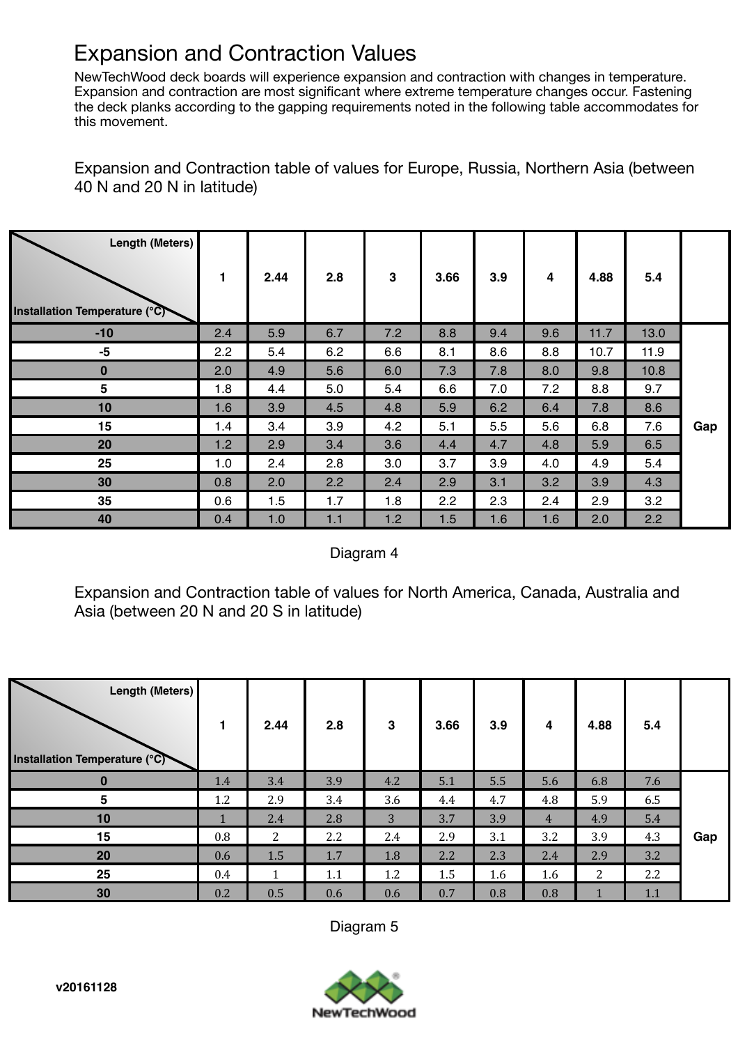# Expansion and Contraction Values

NewTechWood deck boards will experience expansion and contraction with changes in temperature. Expansion and contraction are most significant where extreme temperature changes occur. Fastening the deck planks according to the gapping requirements noted in the following table accommodates for this movement.

Expansion and Contraction table of values for Europe, Russia, Northern Asia (between 40 N and 20 N in latitude)

| Installation Temperature (°C) \ Length (Meters) | 1 | 2.44 | 2.8 | 3 | 3.66 | 3.9 | 4 | 4.88 | 5.4 | |
|---|---|---|---|---|---|---|---|---|---|---|
| -10 | 2.4 | 5.9 | 6.7 | 7.2 | 8.8 | 9.4 | 9.6 | 11.7 | 13.0 | Gap |
| -5 | 2.2 | 5.4 | 6.2 | 6.6 | 8.1 | 8.6 | 8.8 | 10.7 | 11.9 | |
| 0 | 2.0 | 4.9 | 5.6 | 6.0 | 7.3 | 7.8 | 8.0 | 9.8 | 10.8 | |
| 5 | 1.8 | 4.4 | 5.0 | 5.4 | 6.6 | 7.0 | 7.2 | 8.8 | 9.7 | |
| 10 | 1.6 | 3.9 | 4.5 | 4.8 | 5.9 | 6.2 | 6.4 | 7.8 | 8.6 | |
| 15 | 1.4 | 3.4 | 3.9 | 4.2 | 5.1 | 5.5 | 5.6 | 6.8 | 7.6 | |
| 20 | 1.2 | 2.9 | 3.4 | 3.6 | 4.4 | 4.7 | 4.8 | 5.9 | 6.5 | |
| 25 | 1.0 | 2.4 | 2.8 | 3.0 | 3.7 | 3.9 | 4.0 | 4.9 | 5.4 | |
| 30 | 0.8 | 2.0 | 2.2 | 2.4 | 2.9 | 3.1 | 3.2 | 3.9 | 4.3 | |
| 35 | 0.6 | 1.5 | 1.7 | 1.8 | 2.2 | 2.3 | 2.4 | 2.9 | 3.2 | |
| 40 | 0.4 | 1.0 | 1.1 | 1.2 | 1.5 | 1.6 | 1.6 | 2.0 | 2.2 | |

Diagram 4

Expansion and Contraction table of values for North America, Canada, Australia and Asia (between 20 N and 20 S in latitude)

| Installation Temperature (°C) \ Length (Meters) | 1 | 2.44 | 2.8 | 3 | 3.66 | 3.9 | 4 | 4.88 | 5.4 | |
|---|---|---|---|---|---|---|---|---|---|---|
| 0 | 1.4 | 3.4 | 3.9 | 4.2 | 5.1 | 5.5 | 5.6 | 6.8 | 7.6 | Gap |
| 5 | 1.2 | 2.9 | 3.4 | 3.6 | 4.4 | 4.7 | 4.8 | 5.9 | 6.5 | |
| 10 | 1 | 2.4 | 2.8 | 3 | 3.7 | 3.9 | 4 | 4.9 | 5.4 | |
| 15 | 0.8 | 2 | 2.2 | 2.4 | 2.9 | 3.1 | 3.2 | 3.9 | 4.3 | |
| 20 | 0.6 | 1.5 | 1.7 | 1.8 | 2.2 | 2.3 | 2.4 | 2.9 | 3.2 | |
| 25 | 0.4 | 1 | 1.1 | 1.2 | 1.5 | 1.6 | 1.6 | 2 | 2.2 | |
| 30 | 0.2 | 0.5 | 0.6 | 0.6 | 0.7 | 0.8 | 0.8 | 1 | 1.1 | |

Diagram 5

v20161128

NewTechWood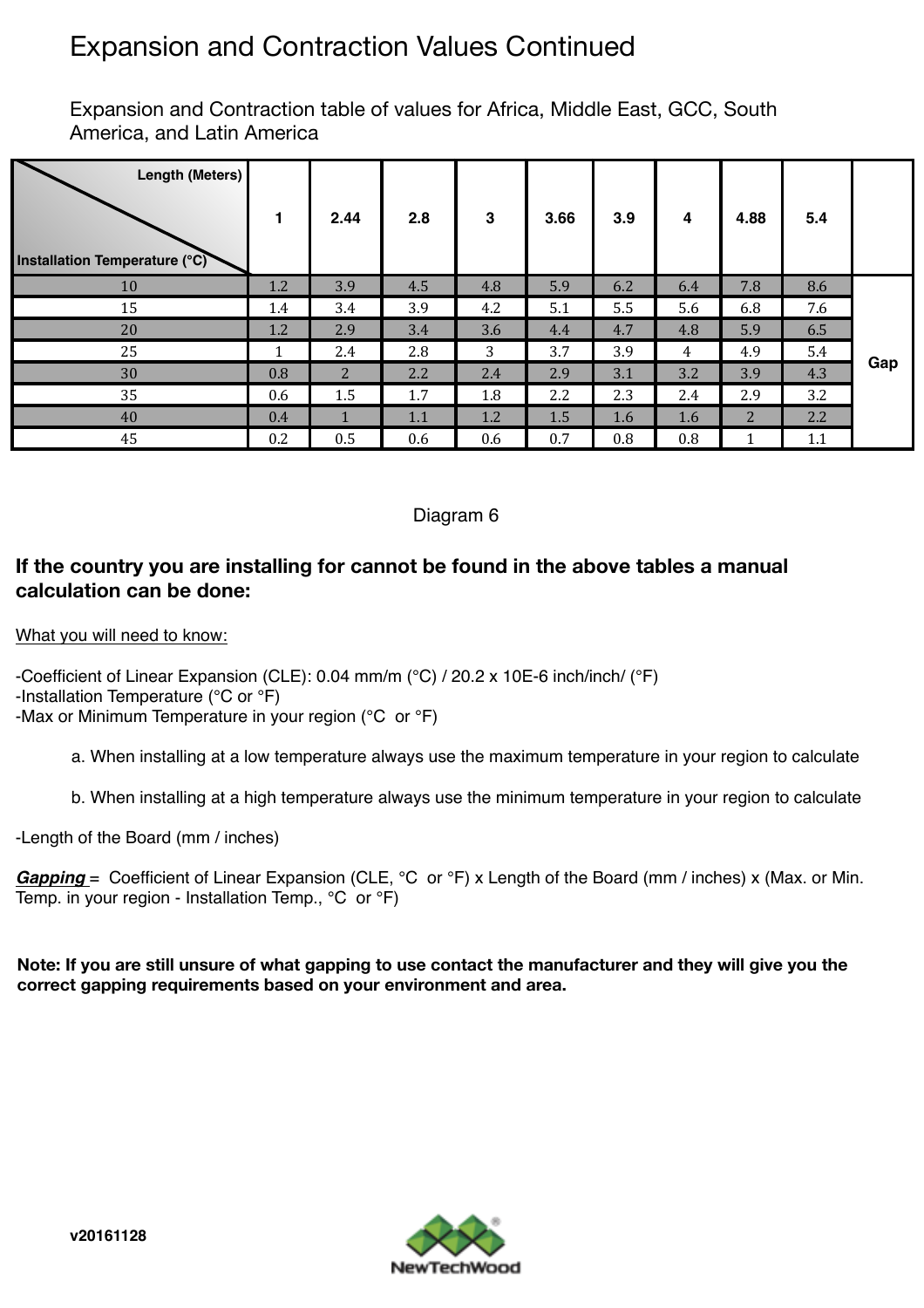# Expansion and Contraction Values Continued

Expansion and Contraction table of values for Africa, Middle East, GCC, South America, and Latin America

| Installation Temperature (°C) \ Length (Meters) | 1 | 2.44 | 2.8 | 3 | 3.66 | 3.9 | 4 | 4.88 | 5.4 | |
|---|---|---|---|---|---|---|---|---|---|---|
| 10 | 1.2 | 3.9 | 4.5 | 4.8 | 5.9 | 6.2 | 6.4 | 7.8 | 8.6 | Gap |
| 15 | 1.4 | 3.4 | 3.9 | 4.2 | 5.1 | 5.5 | 5.6 | 6.8 | 7.6 | |
| 20 | 1.2 | 2.9 | 3.4 | 3.6 | 4.4 | 4.7 | 4.8 | 5.9 | 6.5 | |
| 25 | 1 | 2.4 | 2.8 | 3 | 3.7 | 3.9 | 4 | 4.9 | 5.4 | |
| 30 | 0.8 | 2 | 2.2 | 2.4 | 2.9 | 3.1 | 3.2 | 3.9 | 4.3 | |
| 35 | 0.6 | 1.5 | 1.7 | 1.8 | 2.2 | 2.3 | 2.4 | 2.9 | 3.2 | |
| 40 | 0.4 | 1 | 1.1 | 1.2 | 1.5 | 1.6 | 1.6 | 2 | 2.2 | |
| 45 | 0.2 | 0.5 | 0.6 | 0.6 | 0.7 | 0.8 | 0.8 | 1 | 1.1 | |

Diagram 6

**If the country you are installing for cannot be found in the above tables a manual calculation can be done:**

What you will need to know:

-Coefficient of Linear Expansion (CLE): 0.04 mm/m (°C) / 20.2 x 10E-6 inch/inch/ (°F)
-Installation Temperature (°C or °F)
-Max or Minimum Temperature in your region (°C or °F)

a. When installing at a low temperature always use the maximum temperature in your region to calculate

b. When installing at a high temperature always use the minimum temperature in your region to calculate

-Length of the Board (mm / inches)

***Gapping*** = Coefficient of Linear Expansion (CLE, °C or °F) x Length of the Board (mm / inches) x (Max. or Min. Temp. in your region - Installation Temp., °C or °F)

**Note: If you are still unsure of what gapping to use contact the manufacturer and they will give you the correct gapping requirements based on your environment and area.**

v20161128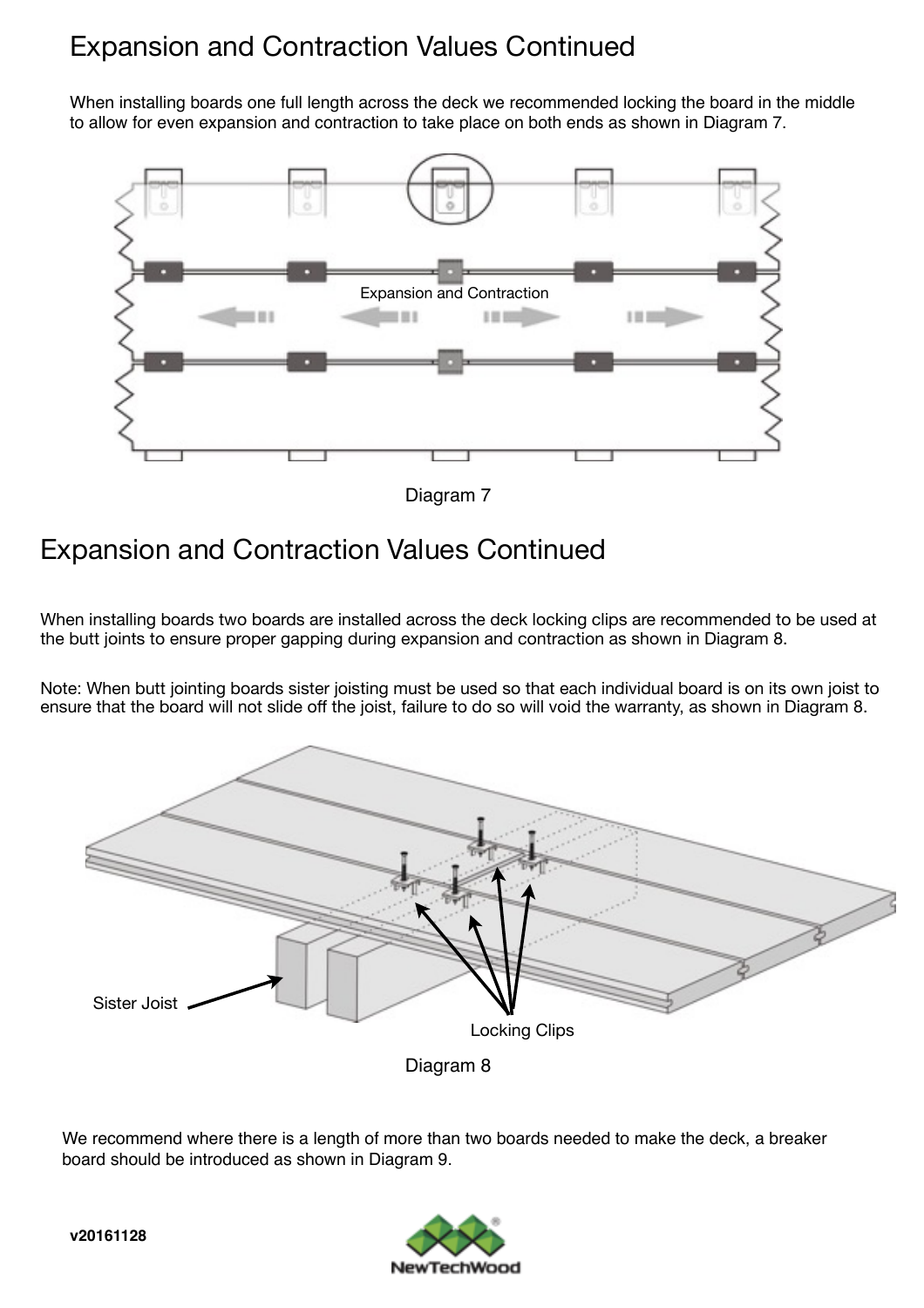## Expansion and Contraction Values Continued

When installing boards one full length across the deck we recommended locking the board in the middle to allow for even expansion and contraction to take place on both ends as shown in Diagram 7.

Expansion and Contraction

Diagram 7

## Expansion and Contraction Values Continued

When installing boards two boards are installed across the deck locking clips are recommended to be used at the butt joints to ensure proper gapping during expansion and contraction as shown in Diagram 8.

Note: When butt jointing boards sister joisting must be used so that each individual board is on its own joist to ensure that the board will not slide off the joist, failure to do so will void the warranty, as shown in Diagram 8.

Sister Joist

Locking Clips

Diagram 8

We recommend where there is a length of more than two boards needed to make the deck, a breaker board should be introduced as shown in Diagram 9.

**v20161128**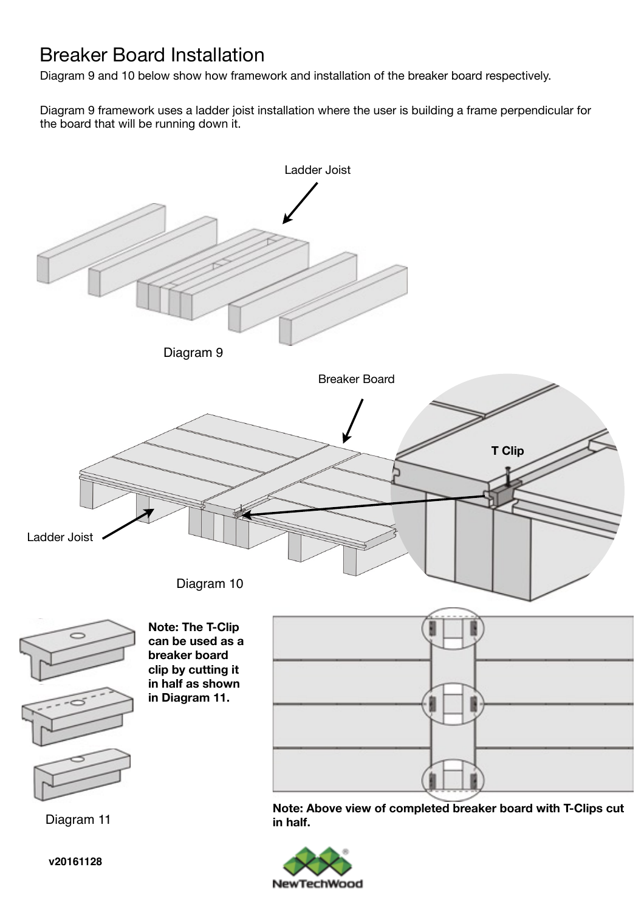# Breaker Board Installation

Diagram 9 and 10 below show how framework and installation of the breaker board respectively.

Diagram 9 framework uses a ladder joist installation where the user is building a frame perpendicular for the board that will be running down it.

Ladder Joist

Diagram 9

Breaker Board

T Clip

Ladder Joist

Diagram 10

**Note: The T-Clip can be used as a breaker board clip by cutting it in half as shown in Diagram 11.**

Diagram 11

**Note: Above view of completed breaker board with T-Clips cut in half.**

**v20161128**

NewTechWood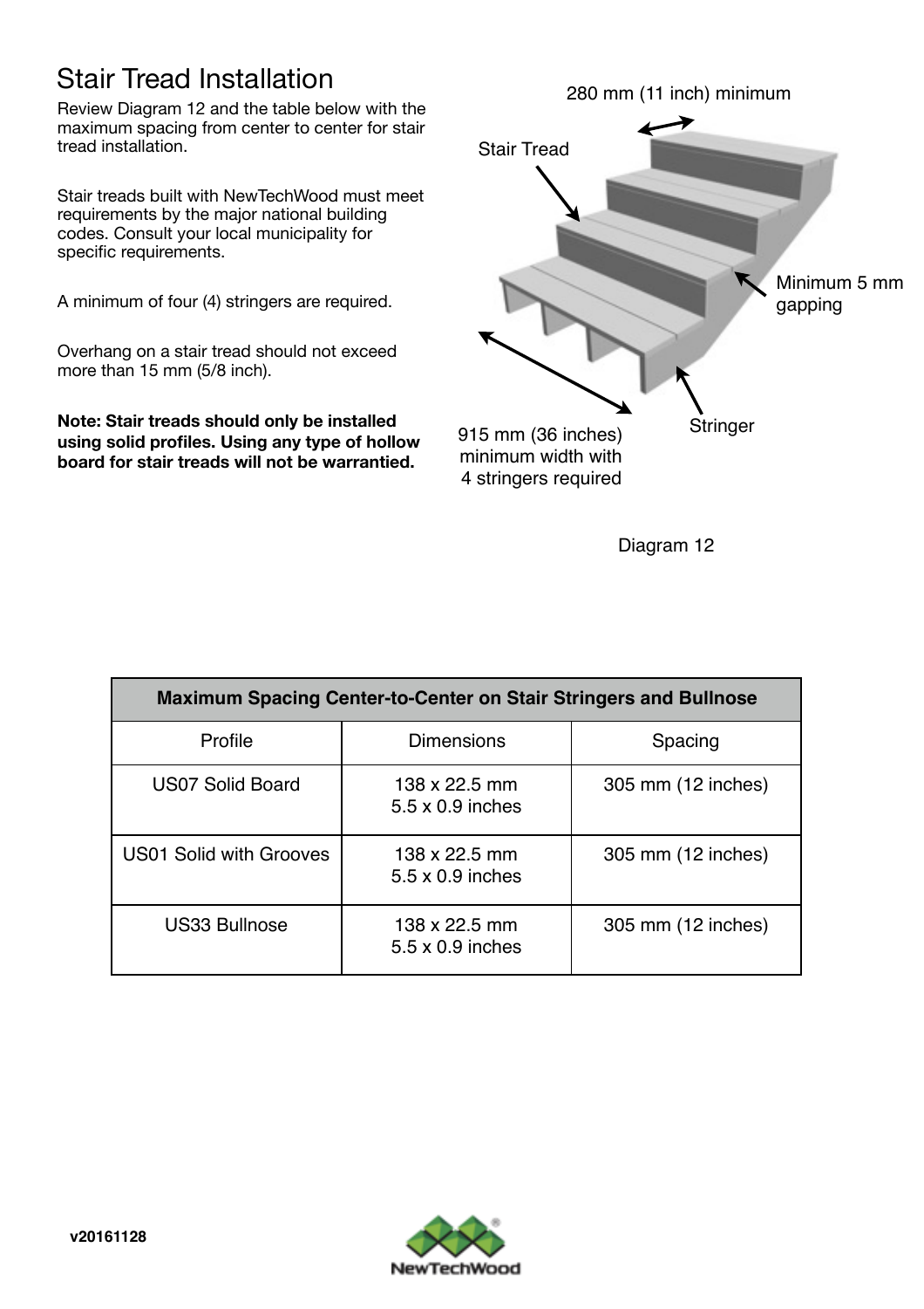# Stair Tread Installation

Review Diagram 12 and the table below with the maximum spacing from center to center for stair tread installation.

Stair treads built with NewTechWood must meet requirements by the major national building codes. Consult your local municipality for specific requirements.

A minimum of four (4) stringers are required.

Overhang on a stair tread should not exceed more than 15 mm (5/8 inch).

**Note: Stair treads should only be installed using solid profiles. Using any type of hollow board for stair treads will not be warrantied.**

280 mm (11 inch) minimum

Stair Tread

Minimum 5 mm gapping

Stringer

915 mm (36 inches) minimum width with 4 stringers required

Diagram 12

| Maximum Spacing Center-to-Center on Stair Stringers and Bullnose | | |
|---|---|---|
| Profile | Dimensions | Spacing |
| US07 Solid Board | 138 x 22.5 mm<br>5.5 x 0.9 inches | 305 mm (12 inches) |
| US01 Solid with Grooves | 138 x 22.5 mm<br>5.5 x 0.9 inches | 305 mm (12 inches) |
| US33 Bullnose | 138 x 22.5 mm<br>5.5 x 0.9 inches | 305 mm (12 inches) |

v20161128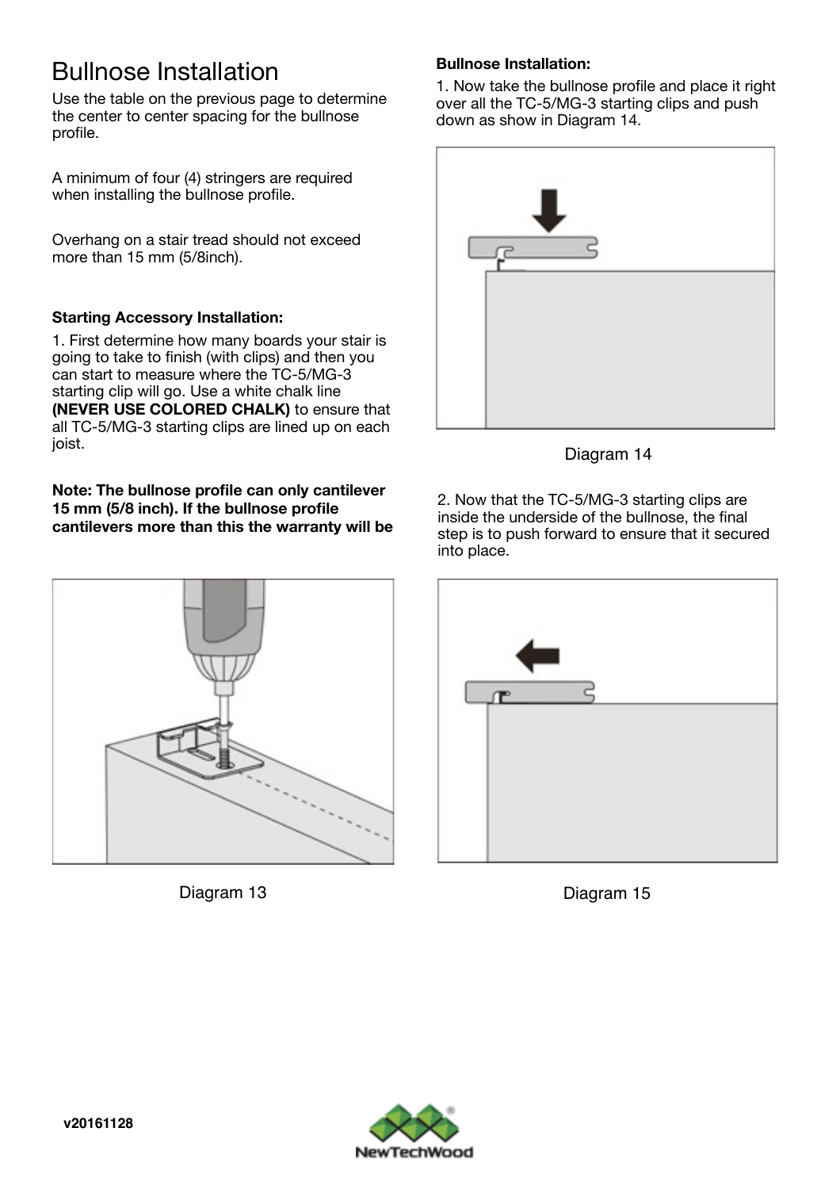# Bullnose Installation

Use the table on the previous page to determine the center to center spacing for the bullnose profile.

A minimum of four (4) stringers are required when installing the bullnose profile.

Overhang on a stair tread should not exceed more than 15 mm (5/8inch).

**Starting Accessory Installation:**

1. First determine how many boards your stair is going to take to finish (with clips) and then you can start to measure where the TC-5/MG-3 starting clip will go. Use a white chalk line **(NEVER USE COLORED CHALK)** to ensure that all TC-5/MG-3 starting clips are lined up on each joist.

**Note: The bullnose profile can only cantilever 15 mm (5/8 inch). If the bullnose profile cantilevers more than this the warranty will be**

Diagram 13

**Bullnose Installation:**

1. Now take the bullnose profile and place it right over all the TC-5/MG-3 starting clips and push down as show in Diagram 14.

Diagram 14

2. Now that the TC-5/MG-3 starting clips are inside the underside of the bullnose, the final step is to push forward to ensure that it secured into place.

Diagram 15

v20161128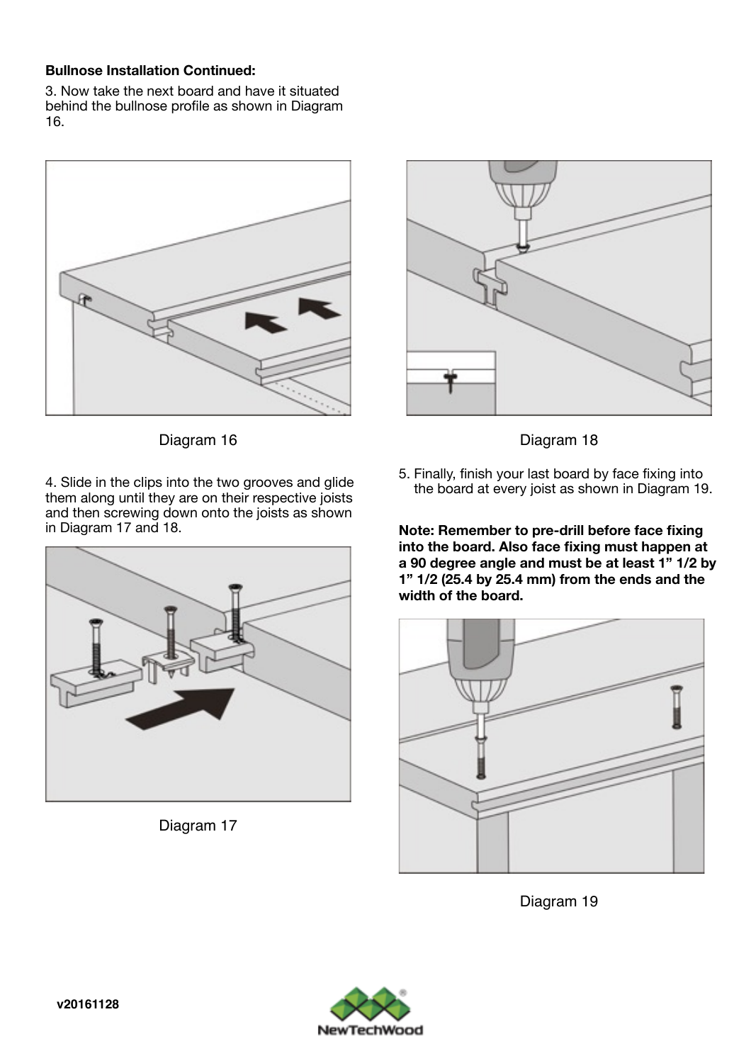**Bullnose Installation Continued:**

3. Now take the next board and have it situated behind the bullnose profile as shown in Diagram 16.

Diagram 16

4. Slide in the clips into the two grooves and glide them along until they are on their respective joists and then screwing down onto the joists as shown in Diagram 17 and 18.

Diagram 17

Diagram 18

5. Finally, finish your last board by face fixing into the board at every joist as shown in Diagram 19.

**Note: Remember to pre-drill before face fixing into the board. Also face fixing must happen at a 90 degree angle and must be at least 1" 1/2 by 1" 1/2 (25.4 by 25.4 mm) from the ends and the width of the board.**

Diagram 19

v20161128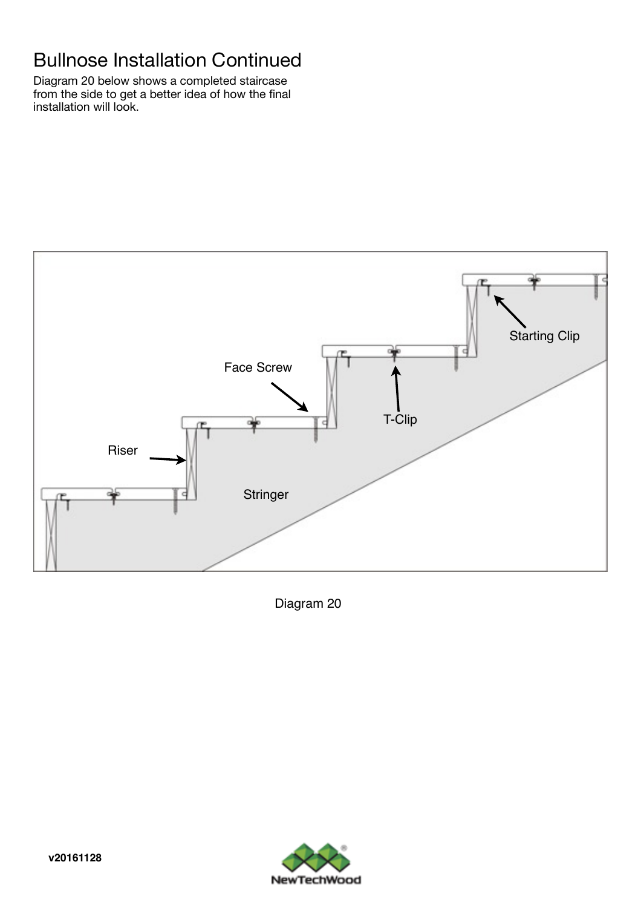# Bullnose Installation Continued

Diagram 20 below shows a completed staircase from the side to get a better idea of how the final installation will look.

Diagram 20

v20161128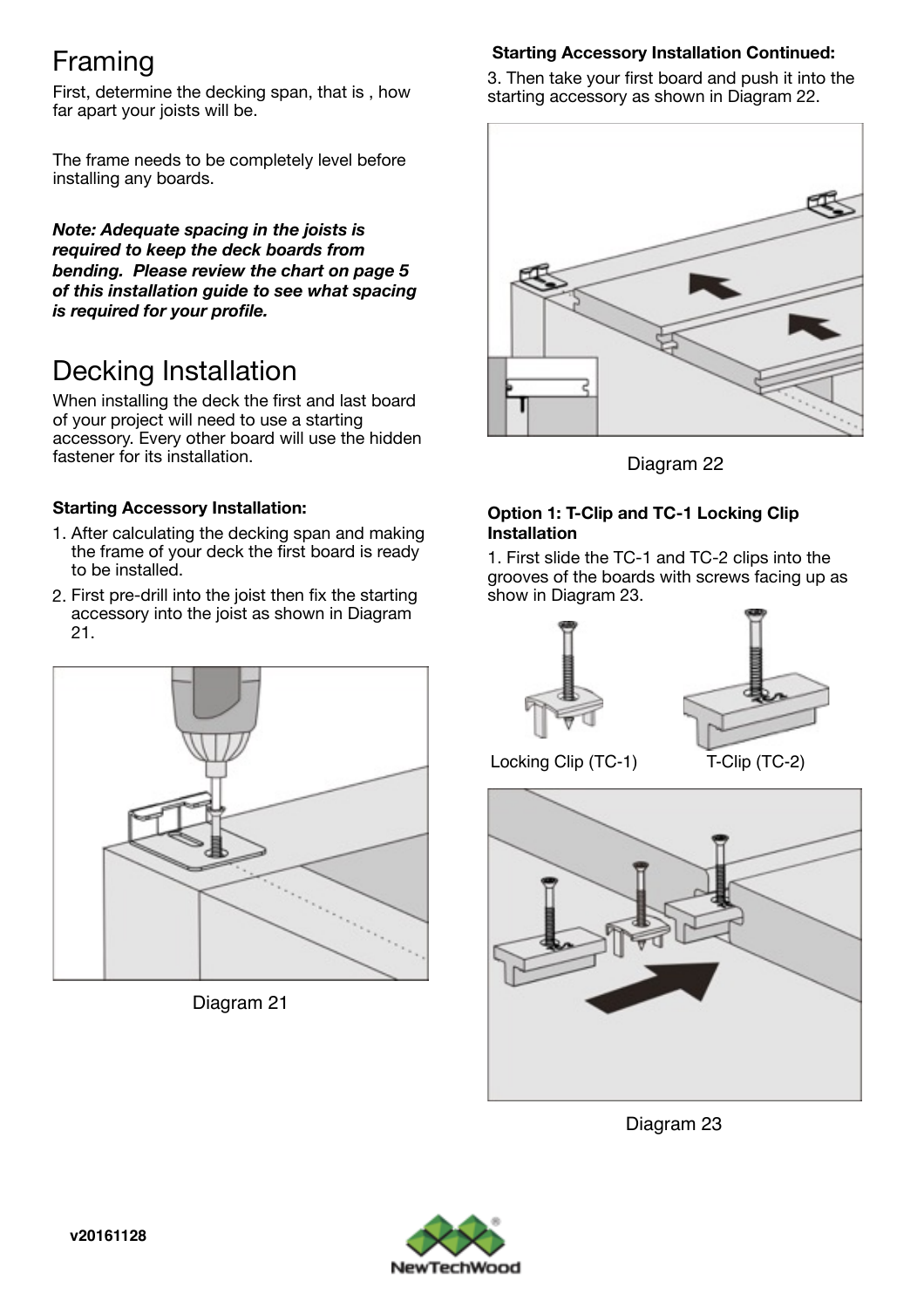# Framing

First, determine the decking span, that is , how far apart your joists will be.

The frame needs to be completely level before installing any boards.

***Note: Adequate spacing in the joists is required to keep the deck boards from bending. Please review the chart on page 5 of this installation guide to see what spacing is required for your profile.***

# Decking Installation

When installing the deck the first and last board of your project will need to use a starting accessory. Every other board will use the hidden fastener for its installation.

#### Starting Accessory Installation:

1. After calculating the decking span and making the frame of your deck the first board is ready to be installed.
2. First pre-drill into the joist then fix the starting accessory into the joist as shown in Diagram 21.

Diagram 21

#### Starting Accessory Installation Continued:

3. Then take your first board and push it into the starting accessory as shown in Diagram 22.

Diagram 22

#### Option 1: T-Clip and TC-1 Locking Clip Installation

1. First slide the TC-1 and TC-2 clips into the grooves of the boards with screws facing up as show in Diagram 23.

Locking Clip (TC-1) T-Clip (TC-2)

Diagram 23

v20161128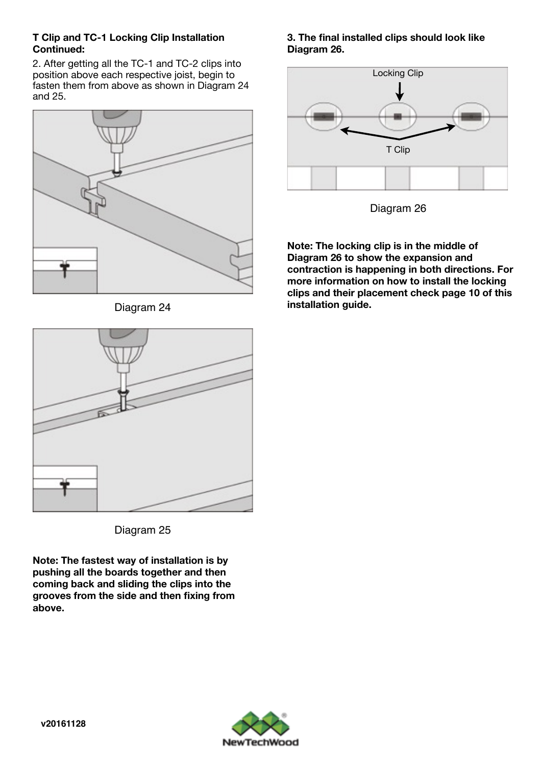**T Clip and TC-1 Locking Clip Installation Continued:**

2. After getting all the TC-1 and TC-2 clips into position above each respective joist, begin to fasten them from above as shown in Diagram 24 and 25.

Diagram 24

Diagram 25

**Note: The fastest way of installation is by pushing all the boards together and then coming back and sliding the clips into the grooves from the side and then fixing from above.**

**3. The final installed clips should look like Diagram 26.**

Locking Clip

T Clip

Diagram 26

**Note: The locking clip is in the middle of Diagram 26 to show the expansion and contraction is happening in both directions. For more information on how to install the locking clips and their placement check page 10 of this installation guide.**

v20161128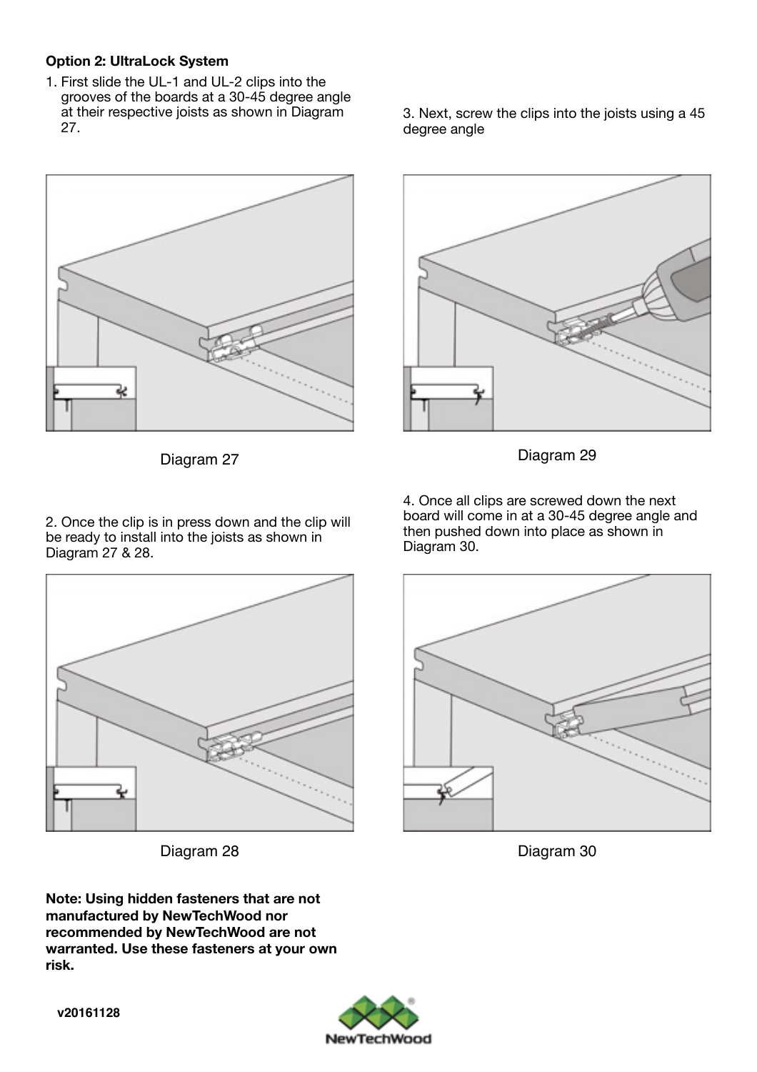**Option 2: UltraLock System**

1. First slide the UL-1 and UL-2 clips into the grooves of the boards at a 30-45 degree angle at their respective joists as shown in Diagram 27.

Diagram 27

2. Once the clip is in press down and the clip will be ready to install into the joists as shown in Diagram 27 & 28.

Diagram 28

3. Next, screw the clips into the joists using a 45 degree angle

Diagram 29

4. Once all clips are screwed down the next board will come in at a 30-45 degree angle and then pushed down into place as shown in Diagram 30.

Diagram 30

**Note: Using hidden fasteners that are not manufactured by NewTechWood nor recommended by NewTechWood are not warranted. Use these fasteners at your own risk.**

**v20161128**

NewTechWood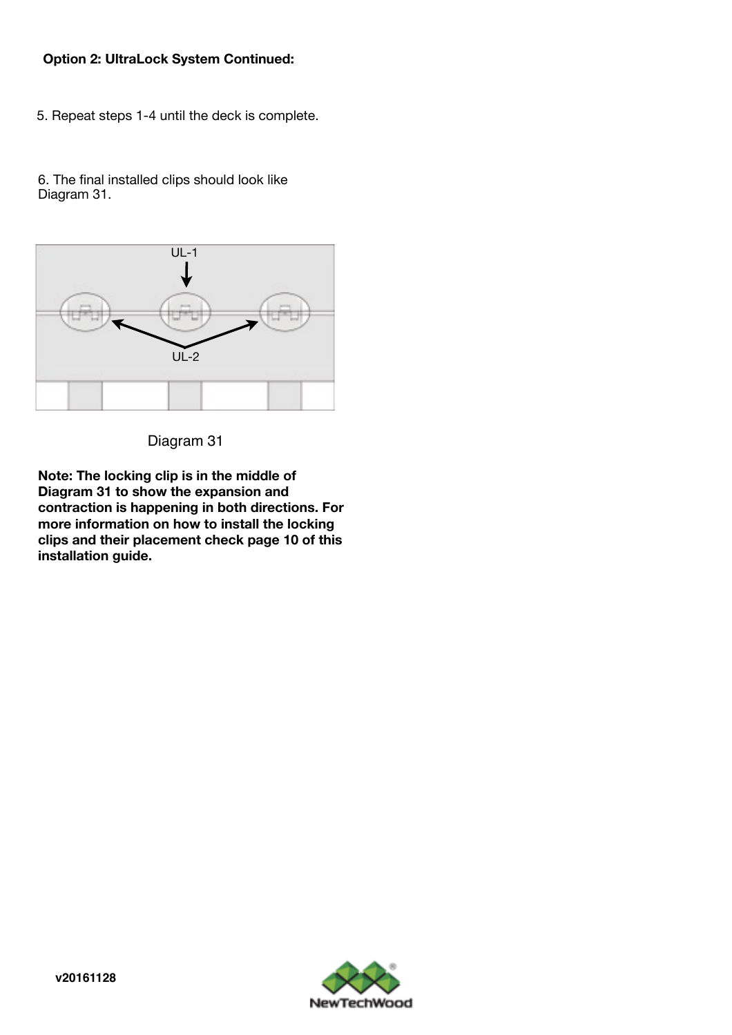**Option 2: UltraLock System Continued:**

5. Repeat steps 1-4 until the deck is complete.

6. The final installed clips should look like Diagram 31.

UL-1

UL-2

Diagram 31

**Note: The locking clip is in the middle of Diagram 31 to show the expansion and contraction is happening in both directions. For more information on how to install the locking clips and their placement check page 10 of this installation guide.**

**v20161128**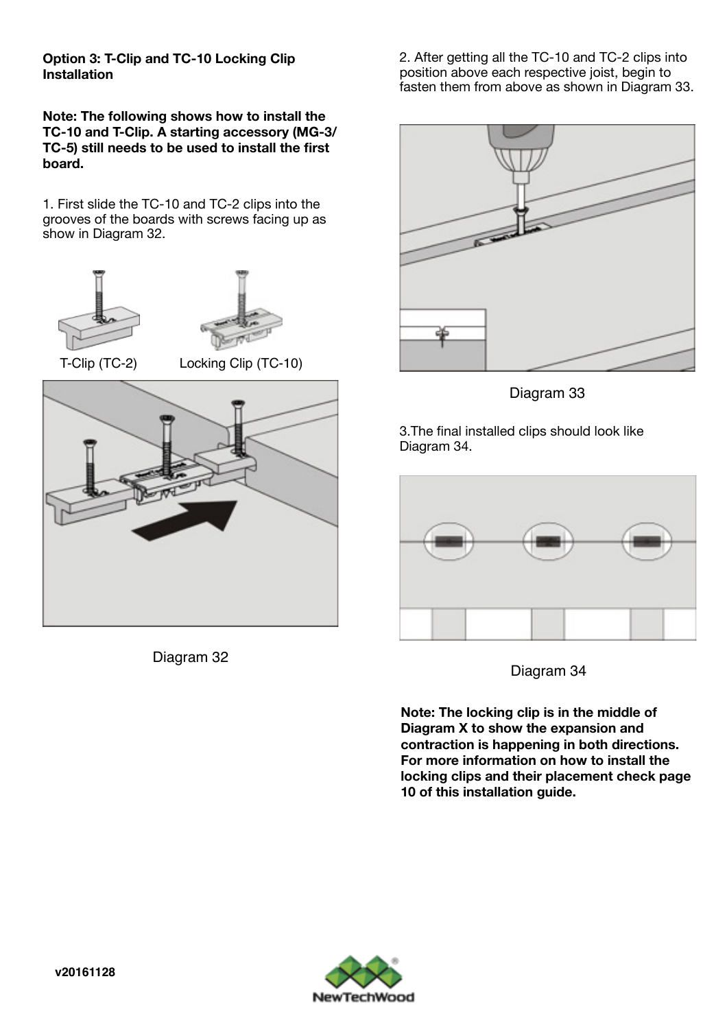**Option 3: T-Clip and TC-10 Locking Clip Installation**

**Note: The following shows how to install the TC-10 and T-Clip. A starting accessory (MG-3/ TC-5) still needs to be used to install the first board.**

1. First slide the TC-10 and TC-2 clips into the grooves of the boards with screws facing up as show in Diagram 32.

T-Clip (TC-2) Locking Clip (TC-10)

Diagram 32

2. After getting all the TC-10 and TC-2 clips into position above each respective joist, begin to fasten them from above as shown in Diagram 33.

Diagram 33

3.The final installed clips should look like Diagram 34.

Diagram 34

**Note: The locking clip is in the middle of Diagram X to show the expansion and contraction is happening in both directions. For more information on how to install the locking clips and their placement check page 10 of this installation guide.**

v20161128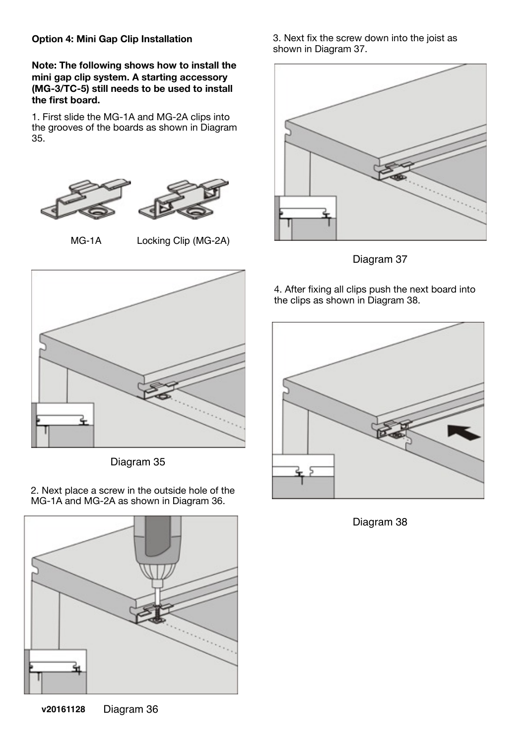**Option 4: Mini Gap Clip Installation**

**Note: The following shows how to install the mini gap clip system. A starting accessory (MG-3/TC-5) still needs to be used to install the first board.**

1. First slide the MG-1A and MG-2A clips into the grooves of the boards as shown in Diagram 35.

MG-1A

Locking Clip (MG-2A)

Diagram 35

2. Next place a screw in the outside hole of the MG-1A and MG-2A as shown in Diagram 36.

Diagram 36

3. Next fix the screw down into the joist as shown in Diagram 37.

Diagram 37

4. After fixing all clips push the next board into the clips as shown in Diagram 38.

Diagram 38

v20161128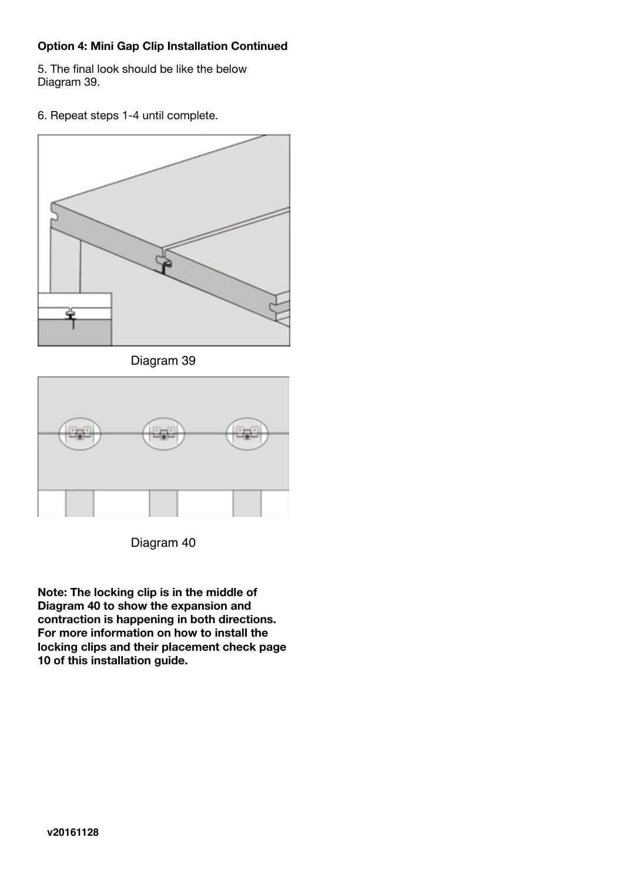**Option 4: Mini Gap Clip Installation Continued**

5. The final look should be like the below Diagram 39.

6. Repeat steps 1-4 until complete.

Diagram 39

Diagram 40

**Note: The locking clip is in the middle of Diagram 40 to show the expansion and contraction is happening in both directions. For more information on how to install the locking clips and their placement check page 10 of this installation guide.**

**v20161128**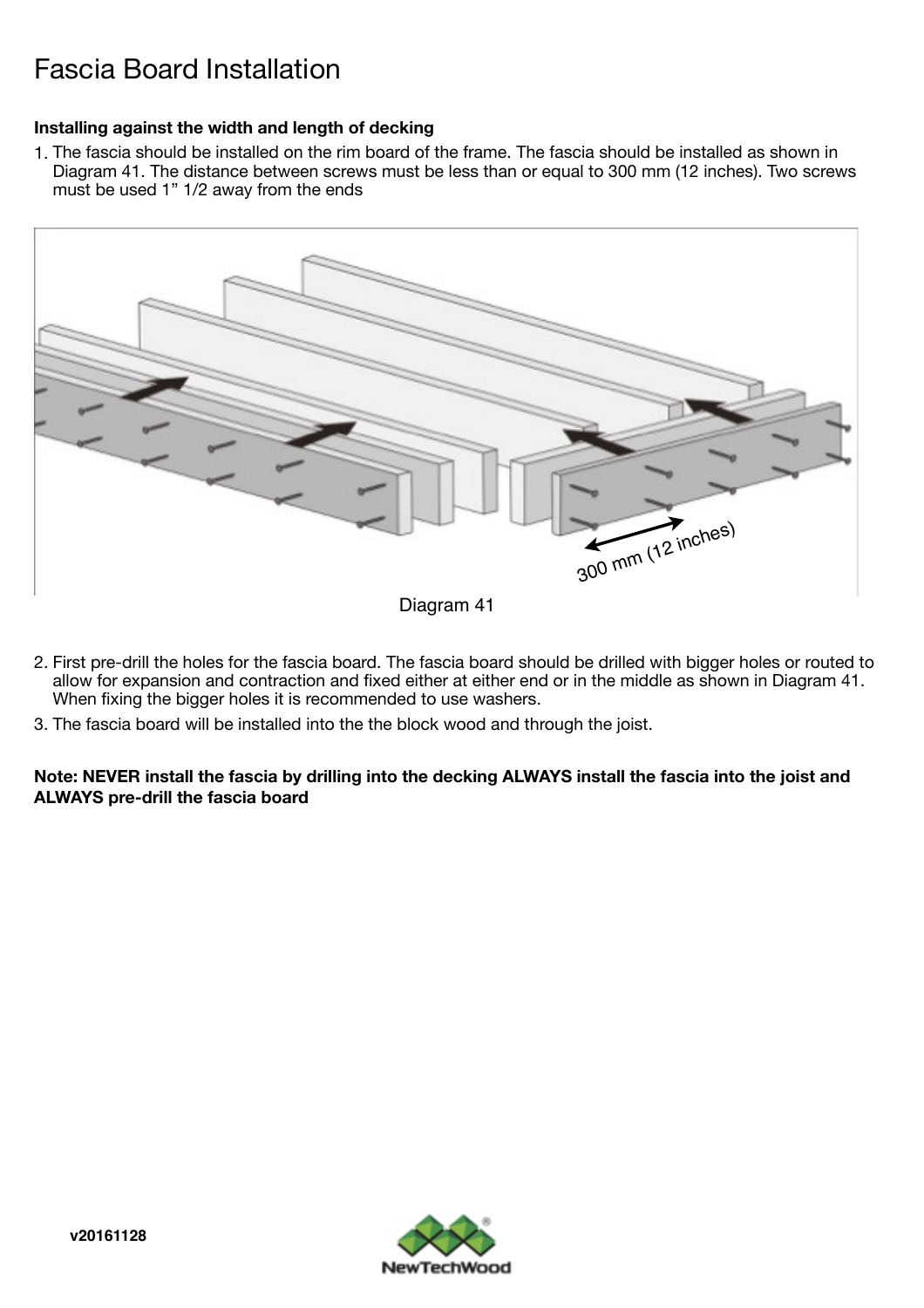# Fascia Board Installation

**Installing against the width and length of decking**

1. The fascia should be installed on the rim board of the frame. The fascia should be installed as shown in Diagram 41. The distance between screws must be less than or equal to 300 mm (12 inches). Two screws must be used 1” 1/2 away from the ends

Diagram 41

2. First pre-drill the holes for the fascia board. The fascia board should be drilled with bigger holes or routed to allow for expansion and contraction and fixed either at either end or in the middle as shown in Diagram 41. When fixing the bigger holes it is recommended to use washers.
3. The fascia board will be installed into the the block wood and through the joist.

**Note: NEVER install the fascia by drilling into the decking ALWAYS install the fascia into the joist and ALWAYS pre-drill the fascia board**

v20161128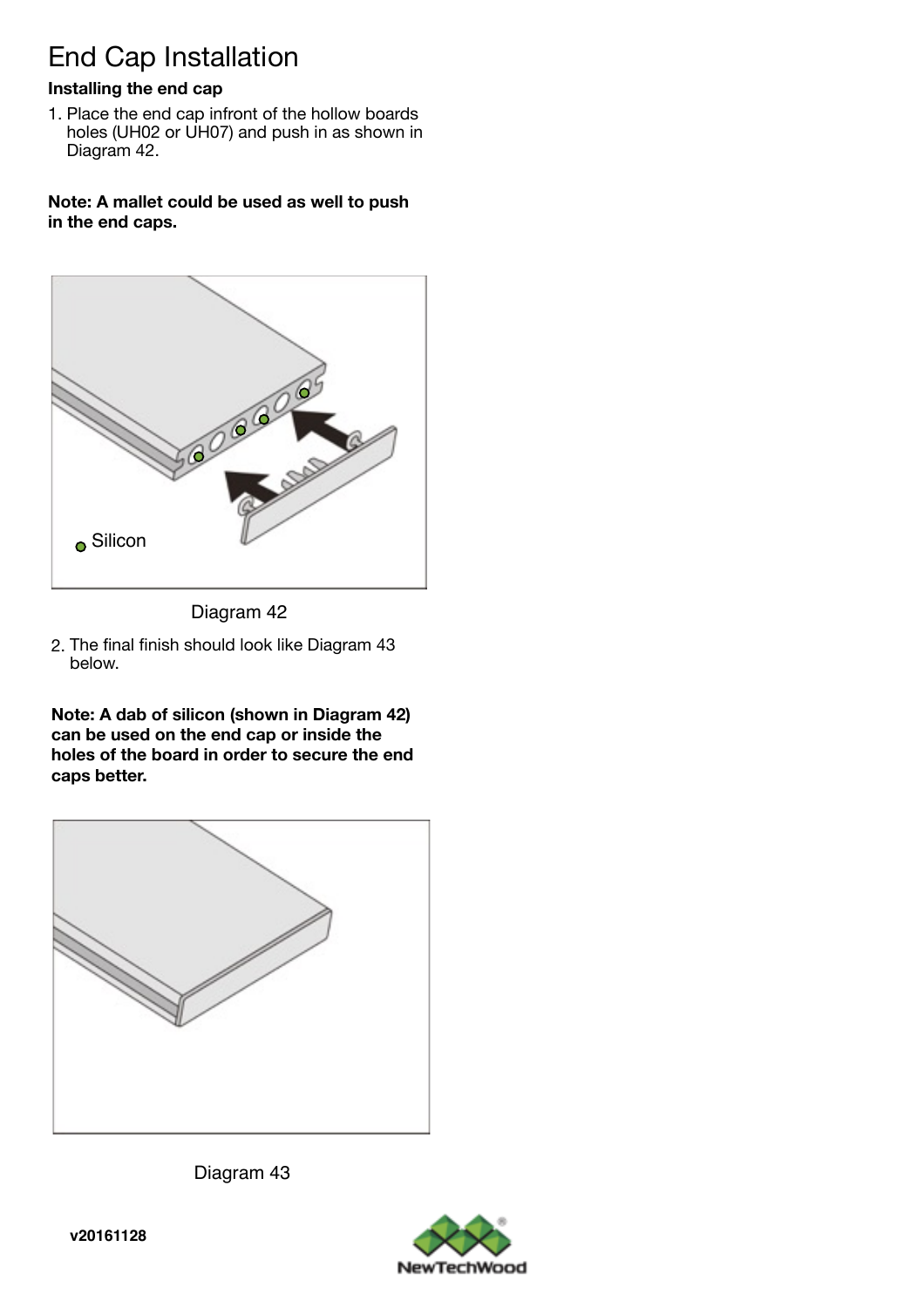# End Cap Installation

**Installing the end cap**

1. Place the end cap infront of the hollow boards holes (UH02 or UH07) and push in as shown in Diagram 42.

**Note: A mallet could be used as well to push in the end caps.**

Silicon

Diagram 42

2. The final finish should look like Diagram 43 below.

**Note: A dab of silicon (shown in Diagram 42) can be used on the end cap or inside the holes of the board in order to secure the end caps better.**

Diagram 43

v20161128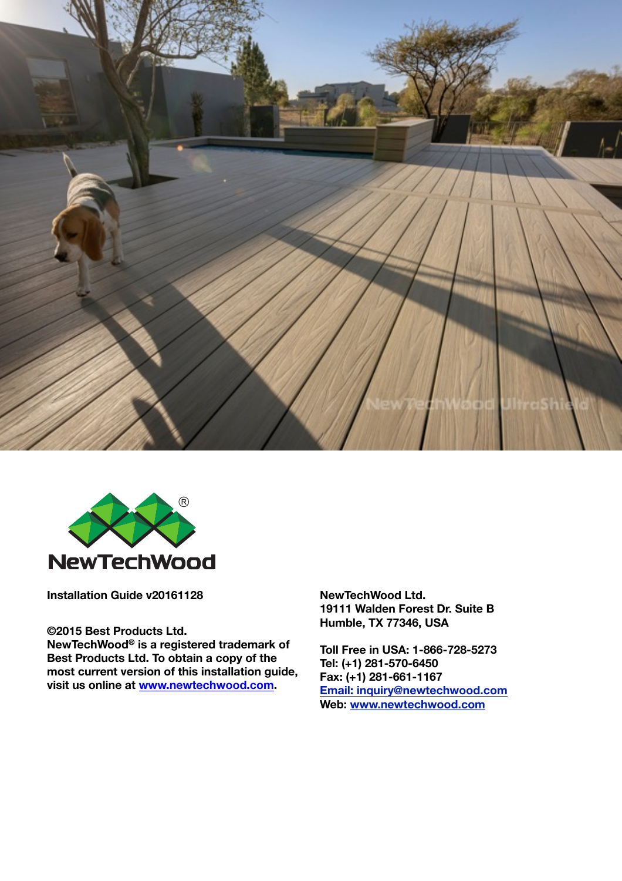NewTechWood

Installation Guide v20161128

©2015 Best Products Ltd.
NewTechWood® is a registered trademark of Best Products Ltd. To obtain a copy of the most current version of this installation guide, visit us online at www.newtechwood.com.

NewTechWood Ltd.
19111 Walden Forest Dr. Suite B
Humble, TX 77346, USA

Toll Free in USA: 1-866-728-5273
Tel: (+1) 281-570-6450
Fax: (+1) 281-661-1167
Email: inquiry@newtechwood.com
Web: www.newtechwood.com